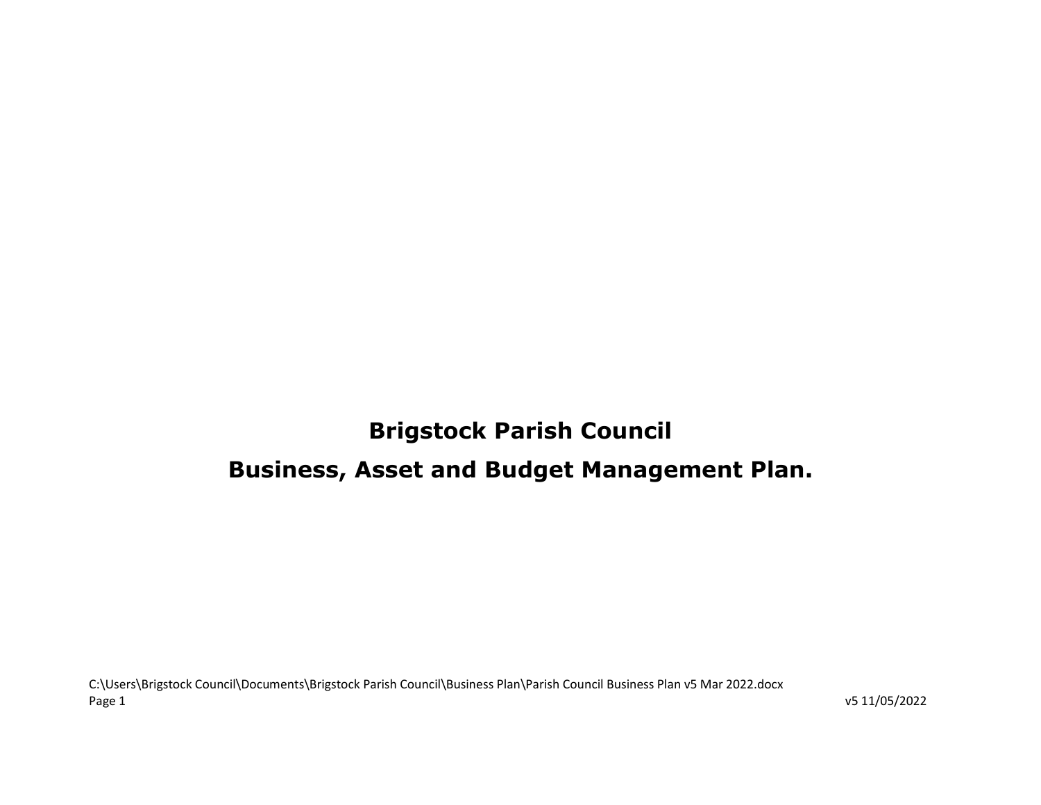# Brigstock Parish Council

# Business, Asset and Budget Management Plan.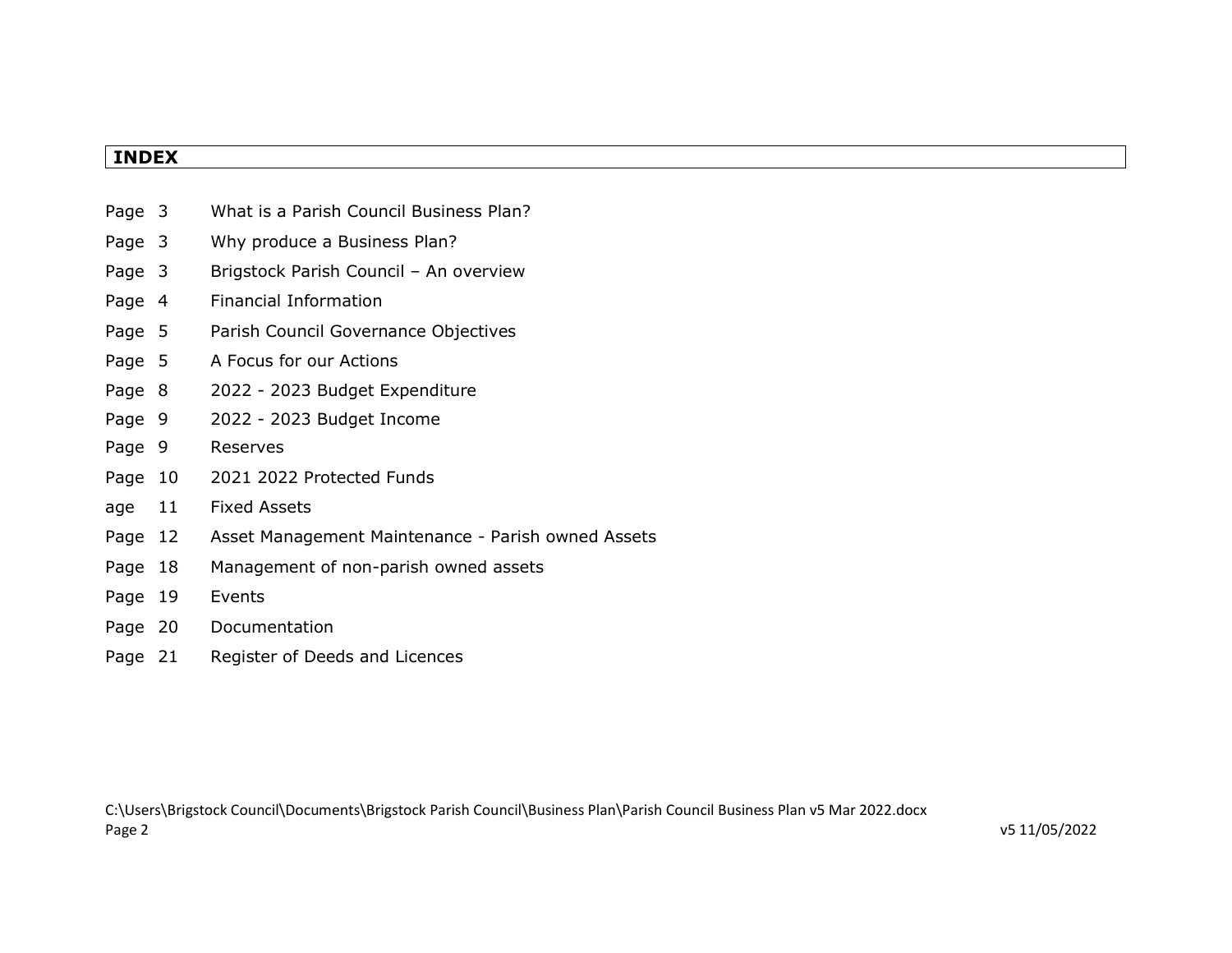## INDEX

| | |
|---|---|
| Page 3 | What is a Parish Council Business Plan? |
| Page 3 | Why produce a Business Plan? |
| Page 3 | Brigstock Parish Council – An overview |
| Page 4 | Financial Information |
| Page 5 | Parish Council Governance Objectives |
| Page 5 | A Focus for our Actions |
| Page 8 | 2022 - 2023 Budget Expenditure |
| Page 9 | 2022 - 2023 Budget Income |
| Page 9 | Reserves |
| Page 10 | 2021 2022 Protected Funds |
| age 11 | Fixed Assets |
| Page 12 | Asset Management Maintenance - Parish owned Assets |
| Page 18 | Management of non-parish owned assets |
| Page 19 | Events |
| Page 20 | Documentation |
| Page 21 | Register of Deeds and Licences |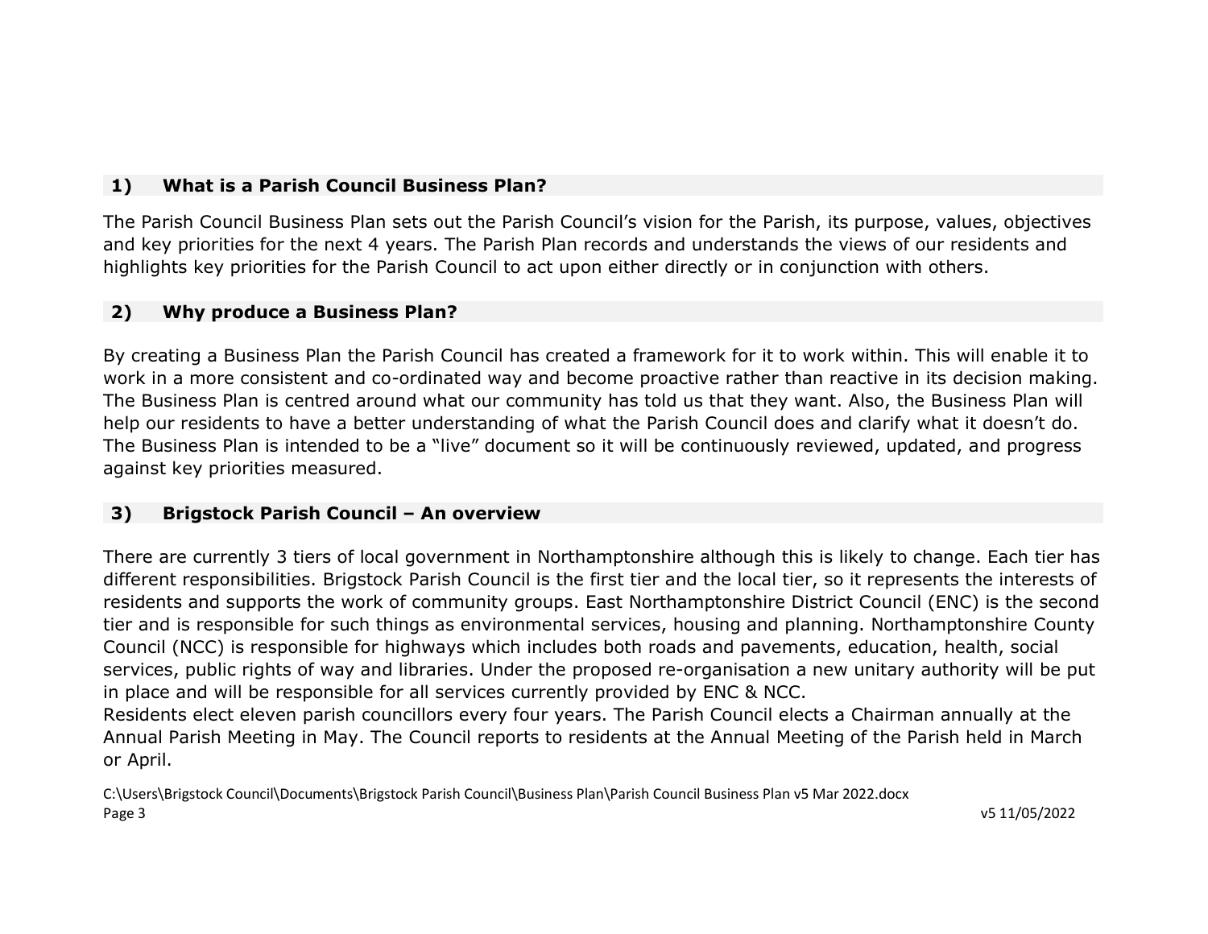## 1) What is a Parish Council Business Plan?

The Parish Council Business Plan sets out the Parish Council's vision for the Parish, its purpose, values, objectives and key priorities for the next 4 years. The Parish Plan records and understands the views of our residents and highlights key priorities for the Parish Council to act upon either directly or in conjunction with others.

## 2) Why produce a Business Plan?

By creating a Business Plan the Parish Council has created a framework for it to work within. This will enable it to work in a more consistent and co-ordinated way and become proactive rather than reactive in its decision making. The Business Plan is centred around what our community has told us that they want. Also, the Business Plan will help our residents to have a better understanding of what the Parish Council does and clarify what it doesn't do. The Business Plan is intended to be a "live" document so it will be continuously reviewed, updated, and progress against key priorities measured.

## 3) Brigstock Parish Council – An overview

There are currently 3 tiers of local government in Northamptonshire although this is likely to change. Each tier has different responsibilities. Brigstock Parish Council is the first tier and the local tier, so it represents the interests of residents and supports the work of community groups. East Northamptonshire District Council (ENC) is the second tier and is responsible for such things as environmental services, housing and planning. Northamptonshire County Council (NCC) is responsible for highways which includes both roads and pavements, education, health, social services, public rights of way and libraries. Under the proposed re-organisation a new unitary authority will be put in place and will be responsible for all services currently provided by ENC & NCC.

Residents elect eleven parish councillors every four years. The Parish Council elects a Chairman annually at the Annual Parish Meeting in May. The Council reports to residents at the Annual Meeting of the Parish held in March or April.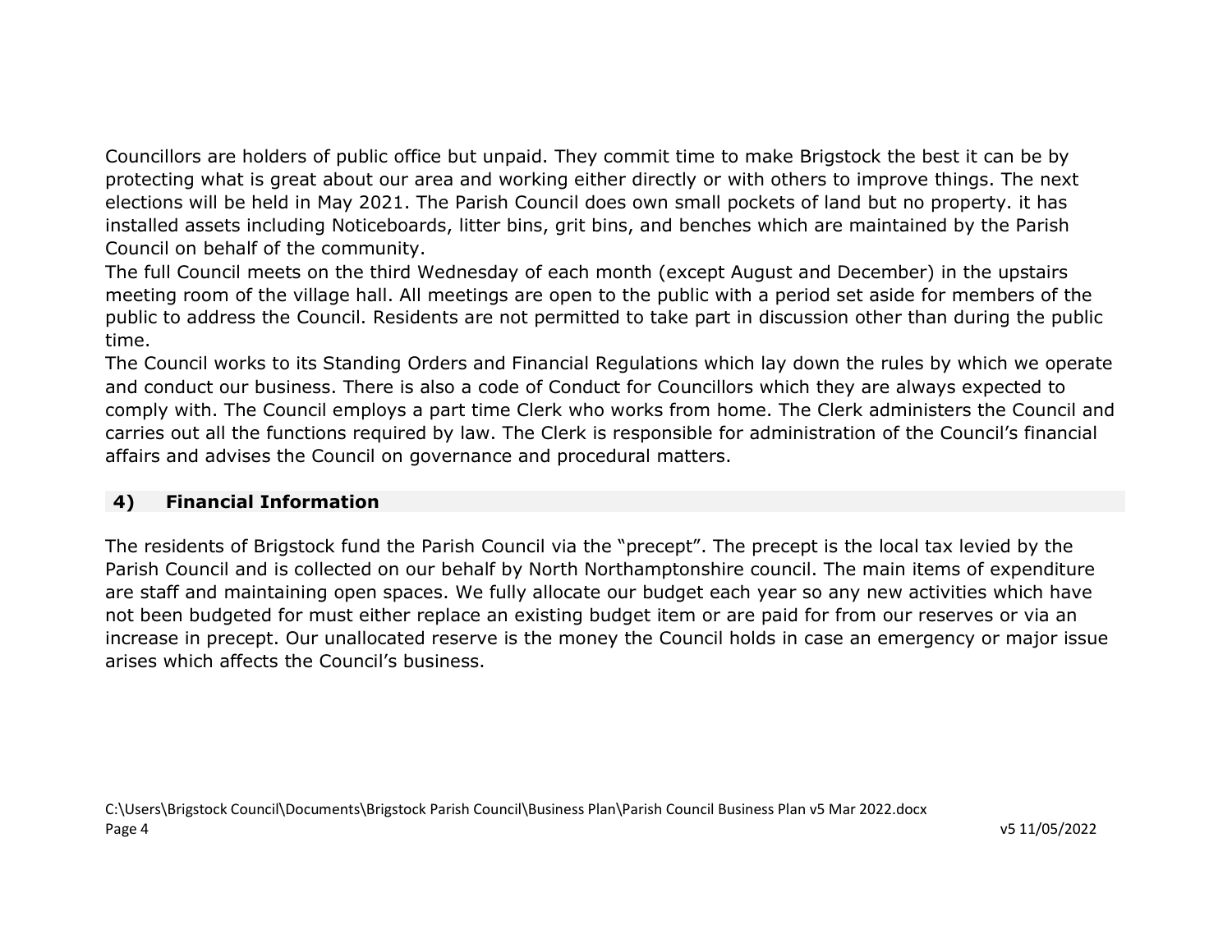Councillors are holders of public office but unpaid. They commit time to make Brigstock the best it can be by protecting what is great about our area and working either directly or with others to improve things. The next elections will be held in May 2021. The Parish Council does own small pockets of land but no property. it has installed assets including Noticeboards, litter bins, grit bins, and benches which are maintained by the Parish Council on behalf of the community.

The full Council meets on the third Wednesday of each month (except August and December) in the upstairs meeting room of the village hall. All meetings are open to the public with a period set aside for members of the public to address the Council. Residents are not permitted to take part in discussion other than during the public time.

The Council works to its Standing Orders and Financial Regulations which lay down the rules by which we operate and conduct our business. There is also a code of Conduct for Councillors which they are always expected to comply with. The Council employs a part time Clerk who works from home. The Clerk administers the Council and carries out all the functions required by law. The Clerk is responsible for administration of the Council's financial affairs and advises the Council on governance and procedural matters.

## 4) Financial Information

The residents of Brigstock fund the Parish Council via the "precept". The precept is the local tax levied by the Parish Council and is collected on our behalf by North Northamptonshire council. The main items of expenditure are staff and maintaining open spaces. We fully allocate our budget each year so any new activities which have not been budgeted for must either replace an existing budget item or are paid for from our reserves or via an increase in precept. Our unallocated reserve is the money the Council holds in case an emergency or major issue arises which affects the Council's business.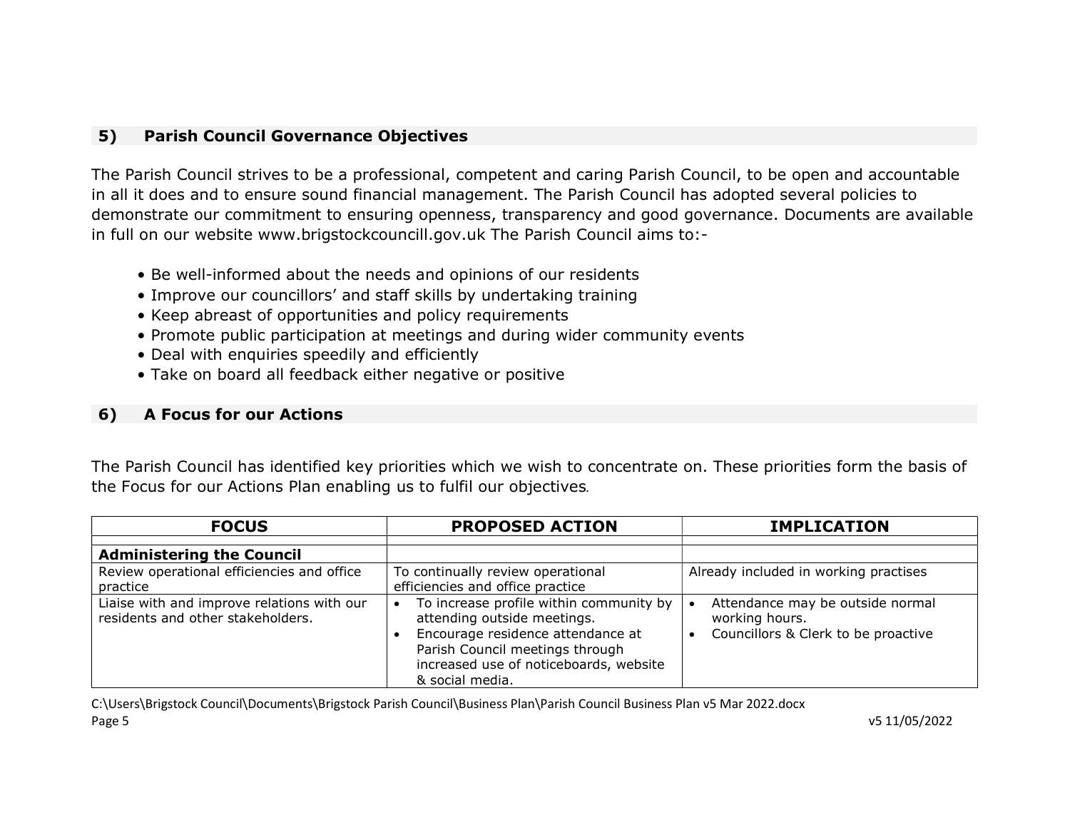## 5) Parish Council Governance Objectives

The Parish Council strives to be a professional, competent and caring Parish Council, to be open and accountable in all it does and to ensure sound financial management. The Parish Council has adopted several policies to demonstrate our commitment to ensuring openness, transparency and good governance. Documents are available in full on our website www.brigstockcouncill.gov.uk The Parish Council aims to:-

- Be well-informed about the needs and opinions of our residents
- Improve our councillors' and staff skills by undertaking training
- Keep abreast of opportunities and policy requirements
- Promote public participation at meetings and during wider community events
- Deal with enquiries speedily and efficiently
- Take on board all feedback either negative or positive

## 6) A Focus for our Actions

The Parish Council has identified key priorities which we wish to concentrate on. These priorities form the basis of the Focus for our Actions Plan enabling us to fulfil our objectives.

| FOCUS | PROPOSED ACTION | IMPLICATION |
|---|---|---|
| | | |
| **Administering the Council** | | |
| Review operational efficiencies and office practice | To continually review operational efficiencies and office practice | Already included in working practises |
| Liaise with and improve relations with our residents and other stakeholders. | • To increase profile within community by attending outside meetings.<br>• Encourage residence attendance at Parish Council meetings through increased use of noticeboards, website & social media. | • Attendance may be outside normal working hours.<br>• Councillors & Clerk to be proactive |

C:\Users\Brigstock Council\Documents\Brigstock Parish Council\Business Plan\Parish Council Business Plan v5 Mar 2022.docx

v5 11/05/2022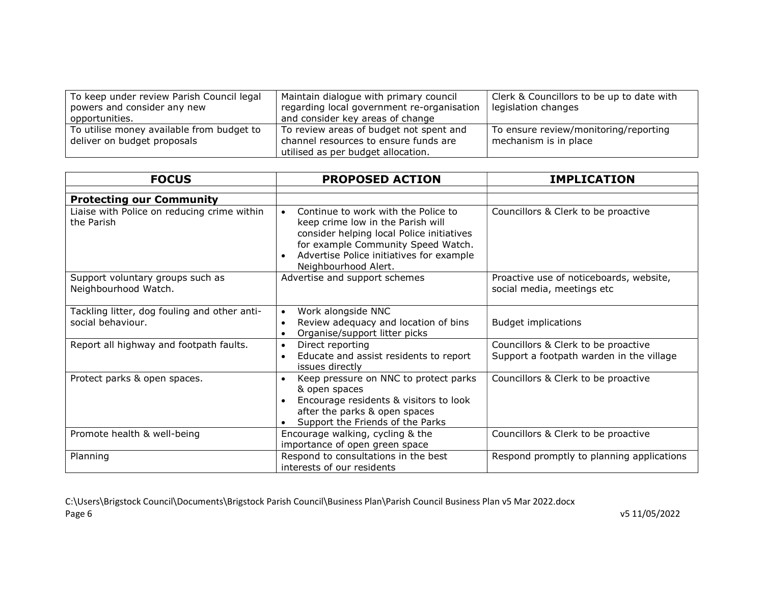| | | |
|---|---|---|
| To keep under review Parish Council legal powers and consider any new opportunities. | Maintain dialogue with primary council regarding local government re-organisation and consider key areas of change | Clerk & Councillors to be up to date with legislation changes |
| To utilise money available from budget to deliver on budget proposals | To review areas of budget not spent and channel resources to ensure funds are utilised as per budget allocation. | To ensure review/monitoring/reporting mechanism is in place |

| FOCUS | PROPOSED ACTION | IMPLICATION |
|---|---|---|
| | | |
| **Protecting our Community** | | |
| Liaise with Police on reducing crime within the Parish | • Continue to work with the Police to keep crime low in the Parish will consider helping local Police initiatives for example Community Speed Watch.<br>• Advertise Police initiatives for example Neighbourhood Alert. | Councillors & Clerk to be proactive |
| Support voluntary groups such as Neighbourhood Watch. | Advertise and support schemes | Proactive use of noticeboards, website, social media, meetings etc |
| Tackling litter, dog fouling and other anti-social behaviour. | • Work alongside NNC<br>• Review adequacy and location of bins<br>• Organise/support litter picks | Budget implications |
| Report all highway and footpath faults. | • Direct reporting<br>• Educate and assist residents to report issues directly | Councillors & Clerk to be proactive<br>Support a footpath warden in the village |
| Protect parks & open spaces. | • Keep pressure on NNC to protect parks & open spaces<br>• Encourage residents & visitors to look after the parks & open spaces<br>• Support the Friends of the Parks | Councillors & Clerk to be proactive |
| Promote health & well-being | Encourage walking, cycling & the importance of open green space | Councillors & Clerk to be proactive |
| Planning | Respond to consultations in the best interests of our residents | Respond promptly to planning applications |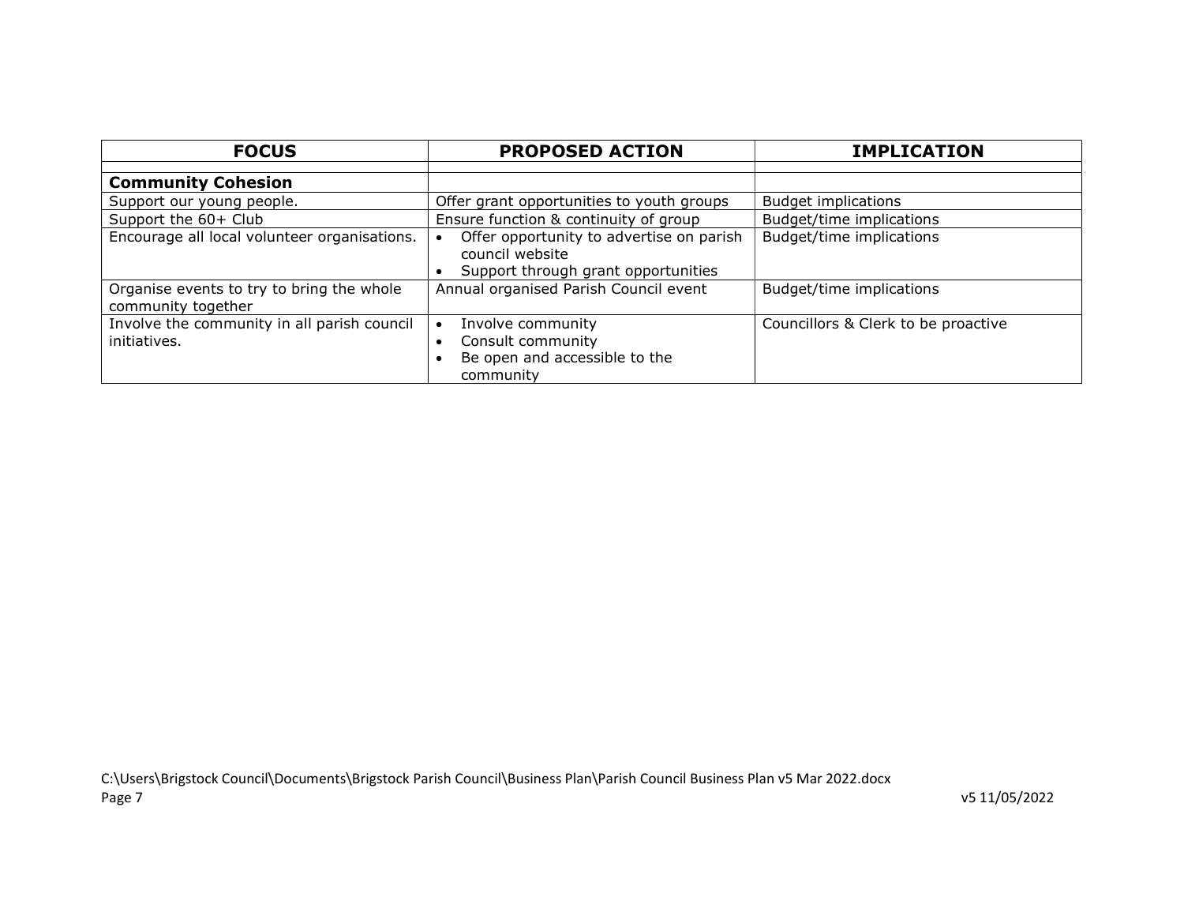| FOCUS | PROPOSED ACTION | IMPLICATION |
|---|---|---|
| | | |
| **Community Cohesion** | | |
| Support our young people. | Offer grant opportunities to youth groups | Budget implications |
| Support the 60+ Club | Ensure function & continuity of group | Budget/time implications |
| Encourage all local volunteer organisations. | • Offer opportunity to advertise on parish council website<br>• Support through grant opportunities | Budget/time implications |
| Organise events to try to bring the whole community together | Annual organised Parish Council event | Budget/time implications |
| Involve the community in all parish council initiatives. | • Involve community<br>• Consult community<br>• Be open and accessible to the community | Councillors & Clerk to be proactive |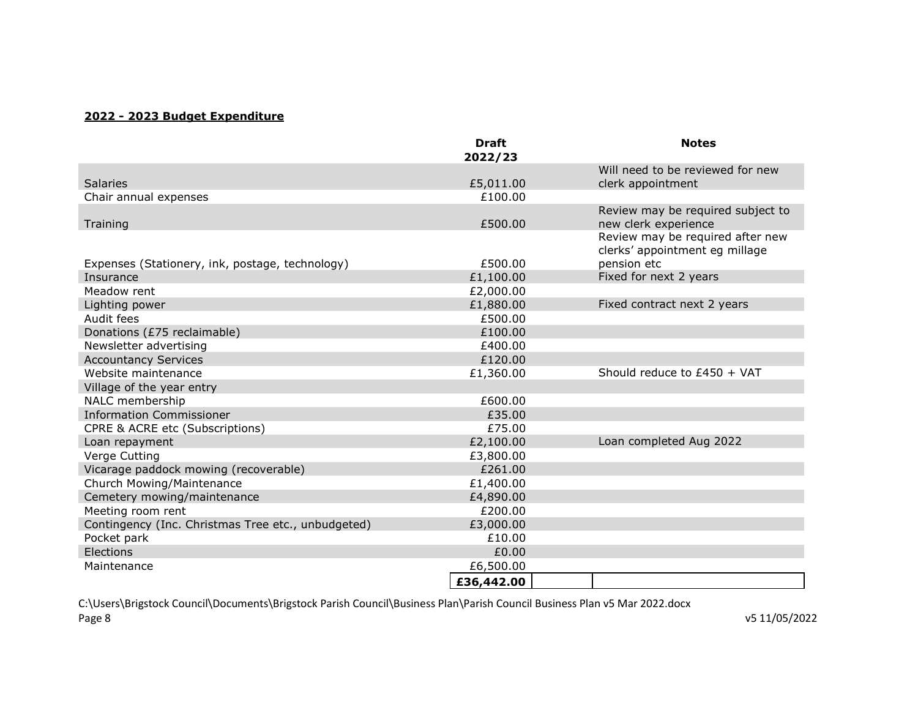**2022 - 2023 Budget Expenditure**

| | Draft 2022/23 | Notes |
|---|---|---|
| Salaries | £5,011.00 | Will need to be reviewed for new clerk appointment |
| Chair annual expenses | £100.00 | |
| Training | £500.00 | Review may be required subject to new clerk experience |
| Expenses (Stationery, ink, postage, technology) | £500.00 | Review may be required after new clerks' appointment eg millage pension etc |
| Insurance | £1,100.00 | Fixed for next 2 years |
| Meadow rent | £2,000.00 | |
| Lighting power | £1,880.00 | Fixed contract next 2 years |
| Audit fees | £500.00 | |
| Donations (£75 reclaimable) | £100.00 | |
| Newsletter advertising | £400.00 | |
| Accountancy Services | £120.00 | |
| Website maintenance | £1,360.00 | Should reduce to £450 + VAT |
| Village of the year entry | | |
| NALC membership | £600.00 | |
| Information Commissioner | £35.00 | |
| CPRE & ACRE etc (Subscriptions) | £75.00 | |
| Loan repayment | £2,100.00 | Loan completed Aug 2022 |
| Verge Cutting | £3,800.00 | |
| Vicarage paddock mowing (recoverable) | £261.00 | |
| Church Mowing/Maintenance | £1,400.00 | |
| Cemetery mowing/maintenance | £4,890.00 | |
| Meeting room rent | £200.00 | |
| Contingency (Inc. Christmas Tree etc., unbudgeted) | £3,000.00 | |
| Pocket park | £10.00 | |
| Elections | £0.00 | |
| Maintenance | £6,500.00 | |
| | **£36,442.00** | |

C:\Users\Brigstock Council\Documents\Brigstock Parish Council\Business Plan\Parish Council Business Plan v5 Mar 2022.docx

v5 11/05/2022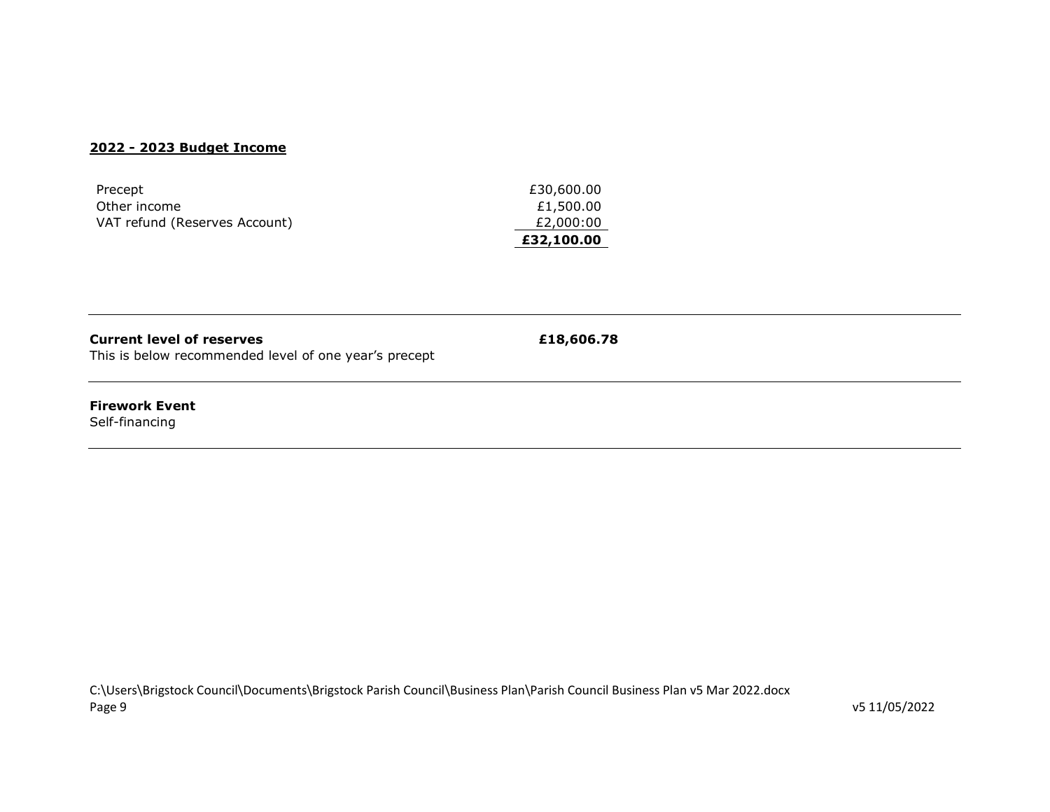**2022 - 2023 Budget Income**

| | |
|---|---:|
| Precept | £30,600.00 |
| Other income | £1,500.00 |
| VAT refund (Reserves Account) | £2,000:00 |
| | **£32,100.00** |

---

**Current level of reserves** **£18,606.78**

This is below recommended level of one year's precept

---

**Firework Event**

Self-financing

---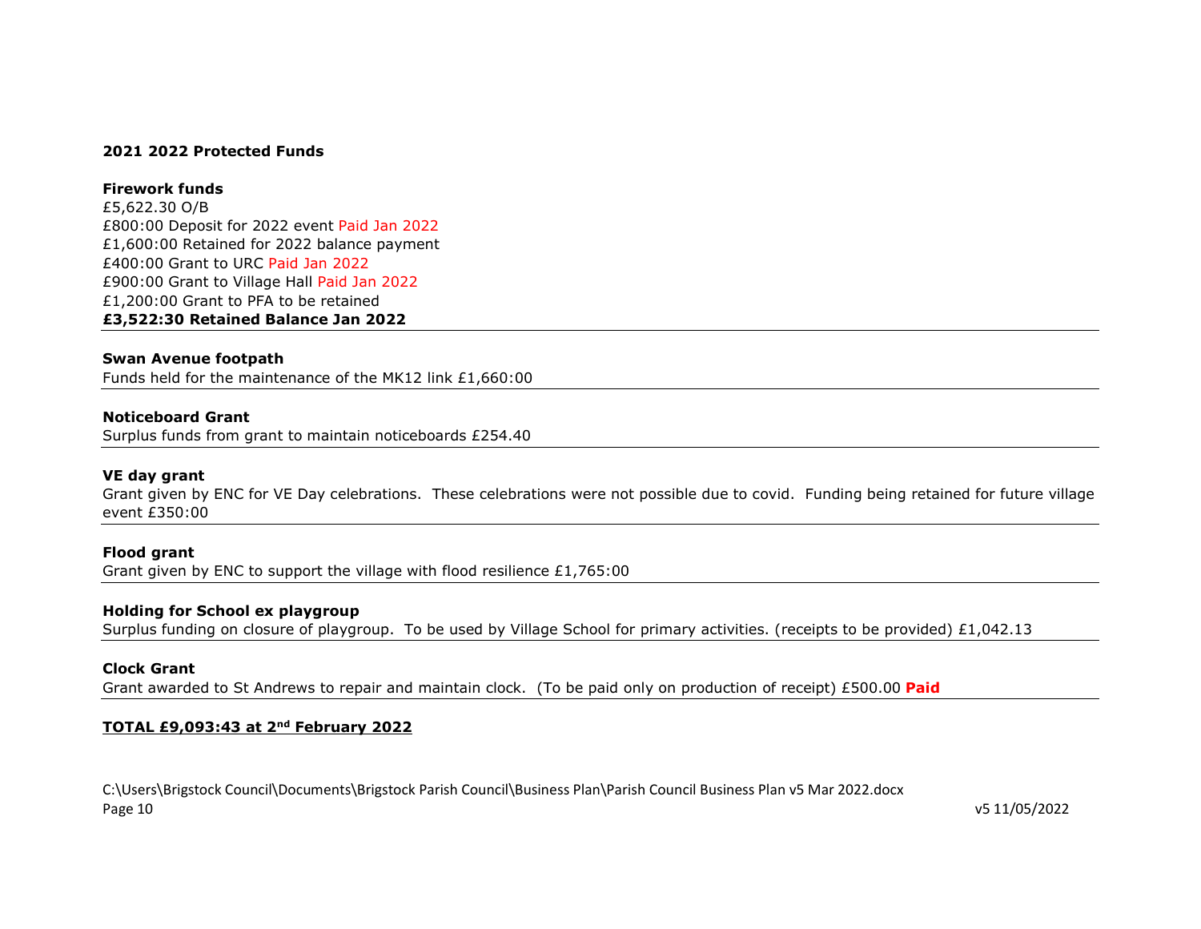**2021 2022 Protected Funds**

**Firework funds**
£5,622.30 O/B
£800:00 Deposit for 2022 event Paid Jan 2022
£1,600:00 Retained for 2022 balance payment
£400:00 Grant to URC Paid Jan 2022
£900:00 Grant to Village Hall Paid Jan 2022
£1,200:00 Grant to PFA to be retained
**£3,522:30 Retained Balance Jan 2022**

---

**Swan Avenue footpath**
Funds held for the maintenance of the MK12 link £1,660:00

---

**Noticeboard Grant**
Surplus funds from grant to maintain noticeboards £254.40

---

**VE day grant**
Grant given by ENC for VE Day celebrations. These celebrations were not possible due to covid. Funding being retained for future village event £350:00

---

**Flood grant**
Grant given by ENC to support the village with flood resilience £1,765:00

---

**Holding for School ex playgroup**
Surplus funding on closure of playgroup. To be used by Village School for primary activities. (receipts to be provided) £1,042.13

---

**Clock Grant**
Grant awarded to St Andrews to repair and maintain clock. (To be paid only on production of receipt) £500.00 **Paid**

---

**TOTAL £9,093:43 at 2nd February 2022**

C:\Users\Brigstock Council\Documents\Brigstock Parish Council\Business Plan\Parish Council Business Plan v5 Mar 2022.docx
v5 11/05/2022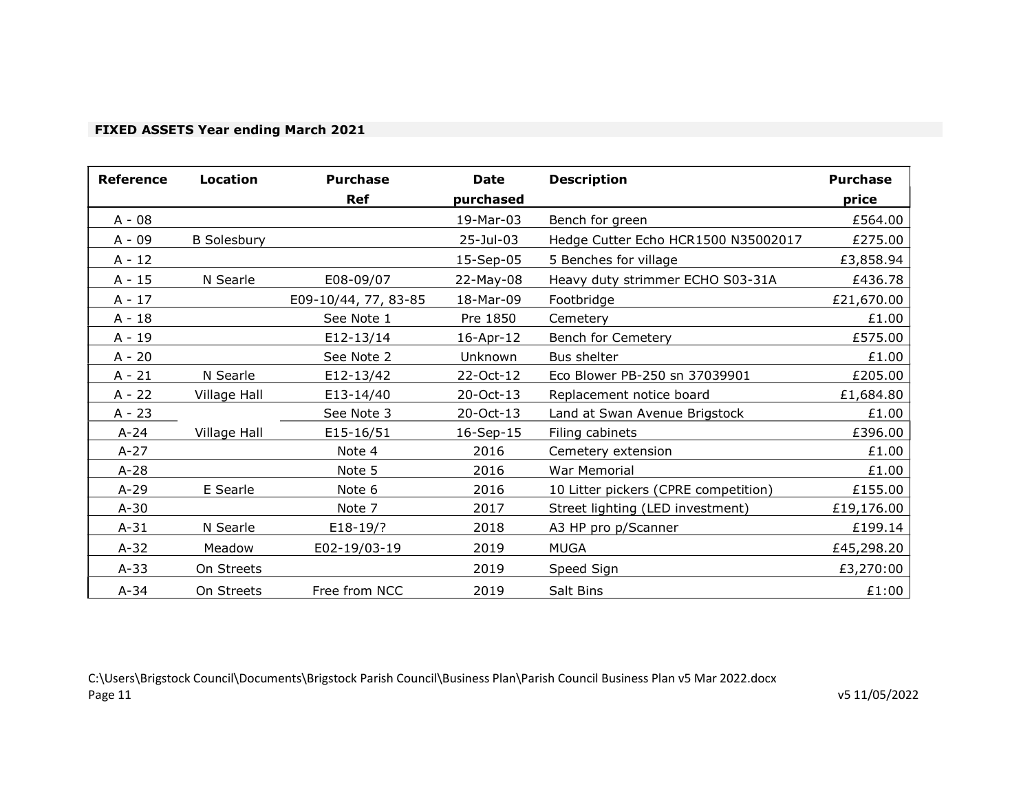**FIXED ASSETS Year ending March 2021**

| Reference | Location | Purchase Ref | Date purchased | Description | Purchase price |
|---|---|---|---|---|---|
| A - 08 | | | 19-Mar-03 | Bench for green | £564.00 |
| A - 09 | B Solesbury | | 25-Jul-03 | Hedge Cutter Echo HCR1500 N35002017 | £275.00 |
| A - 12 | | | 15-Sep-05 | 5 Benches for village | £3,858.94 |
| A - 15 | N Searle | E08-09/07 | 22-May-08 | Heavy duty strimmer ECHO S03-31A | £436.78 |
| A - 17 | | E09-10/44, 77, 83-85 | 18-Mar-09 | Footbridge | £21,670.00 |
| A - 18 | | See Note 1 | Pre 1850 | Cemetery | £1.00 |
| A - 19 | | E12-13/14 | 16-Apr-12 | Bench for Cemetery | £575.00 |
| A - 20 | | See Note 2 | Unknown | Bus shelter | £1.00 |
| A - 21 | N Searle | E12-13/42 | 22-Oct-12 | Eco Blower PB-250 sn 37039901 | £205.00 |
| A - 22 | Village Hall | E13-14/40 | 20-Oct-13 | Replacement notice board | £1,684.80 |
| A - 23 | | See Note 3 | 20-Oct-13 | Land at Swan Avenue Brigstock | £1.00 |
| A-24 | Village Hall | E15-16/51 | 16-Sep-15 | Filing cabinets | £396.00 |
| A-27 | | Note 4 | 2016 | Cemetery extension | £1.00 |
| A-28 | | Note 5 | 2016 | War Memorial | £1.00 |
| A-29 | E Searle | Note 6 | 2016 | 10 Litter pickers (CPRE competition) | £155.00 |
| A-30 | | Note 7 | 2017 | Street lighting (LED investment) | £19,176.00 |
| A-31 | N Searle | E18-19/? | 2018 | A3 HP pro p/Scanner | £199.14 |
| A-32 | Meadow | E02-19/03-19 | 2019 | MUGA | £45,298.20 |
| A-33 | On Streets | | 2019 | Speed Sign | £3,270:00 |
| A-34 | On Streets | Free from NCC | 2019 | Salt Bins | £1:00 |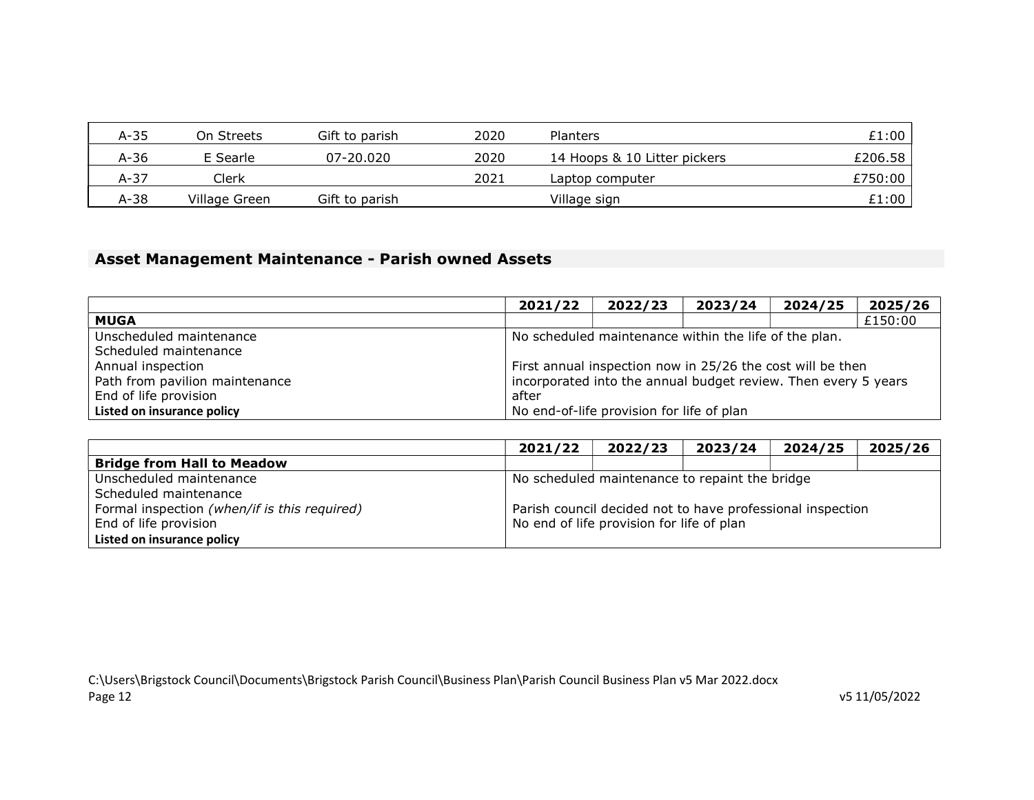| A-35 | On Streets | Gift to parish | 2020 | Planters | £1:00 |
|---|---|---|---|---|---|
| A-36 | E Searle | 07-20.020 | 2020 | 14 Hoops & 10 Litter pickers | £206.58 |
| A-37 | Clerk | | 2021 | Laptop computer | £750:00 |
| A-38 | Village Green | Gift to parish | | Village sign | £1:00 |

## Asset Management Maintenance - Parish owned Assets

| | 2021/22 | 2022/23 | 2023/24 | 2024/25 | 2025/26 |
|---|---|---|---|---|---|
| **MUGA** | | | | | £150:00 |
| Unscheduled maintenance<br>Scheduled maintenance<br>Annual inspection<br>Path from pavilion maintenance<br>End of life provision<br>**Listed on insurance policy** | No scheduled maintenance within the life of the plan.<br><br>First annual inspection now in 25/26 the cost will be then incorporated into the annual budget review. Then every 5 years after<br>No end-of-life provision for life of plan | | | | |

| | 2021/22 | 2022/23 | 2023/24 | 2024/25 | 2025/26 |
|---|---|---|---|---|---|
| **Bridge from Hall to Meadow** | | | | | |
| Unscheduled maintenance<br>Scheduled maintenance<br>Formal inspection *(when/if is this required)*<br>End of life provision<br>**Listed on insurance policy** | No scheduled maintenance to repaint the bridge<br><br>Parish council decided not to have professional inspection<br>No end of life provision for life of plan | | | | |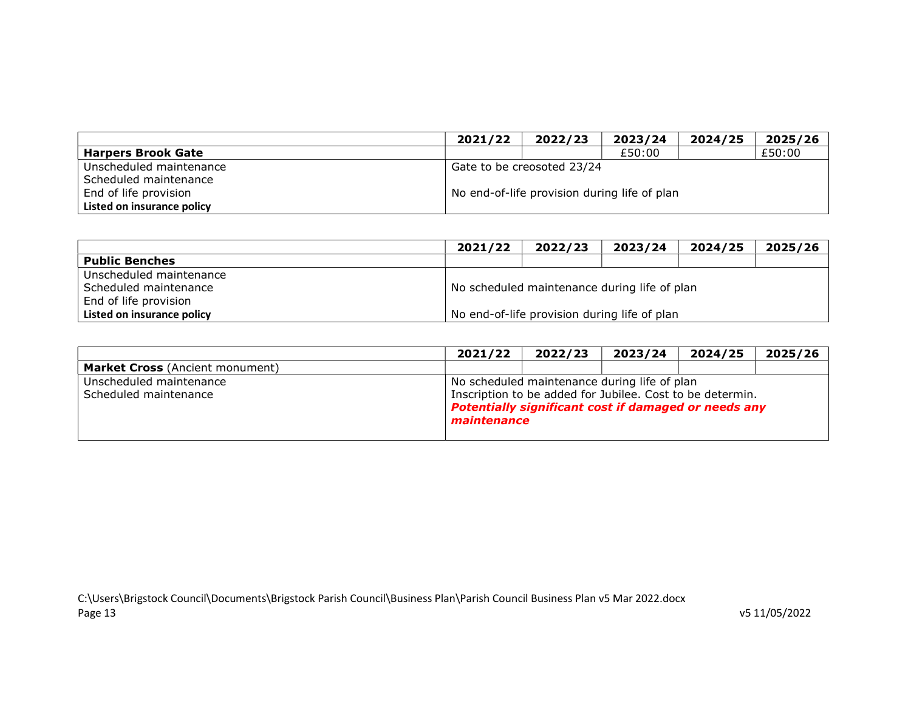| | 2021/22 | 2022/23 | 2023/24 | 2024/25 | 2025/26 |
|---|---|---|---|---|---|
| **Harpers Brook Gate** | | | £50:00 | | £50:00 |
| Unscheduled maintenance<br>Scheduled maintenance<br>End of life provision<br>**Listed on insurance policy** | Gate to be creosoted 23/24<br><br>No end-of-life provision during life of plan | | | | |

| | 2021/22 | 2022/23 | 2023/24 | 2024/25 | 2025/26 |
|---|---|---|---|---|---|
| **Public Benches** | | | | | |
| Unscheduled maintenance<br>Scheduled maintenance<br>End of life provision<br>**Listed on insurance policy** | No scheduled maintenance during life of plan<br><br>No end-of-life provision during life of plan | | | | |

| | 2021/22 | 2022/23 | 2023/24 | 2024/25 | 2025/26 |
|---|---|---|---|---|---|
| **Market Cross** (Ancient monument) | | | | | |
| Unscheduled maintenance<br>Scheduled maintenance | No scheduled maintenance during life of plan<br>Inscription to be added for Jubilee. Cost to be determin.<br>***Potentially significant cost if damaged or needs any maintenance*** | | | | |

C:\Users\Brigstock Council\Documents\Brigstock Parish Council\Business Plan\Parish Council Business Plan v5 Mar 2022.docx

v5 11/05/2022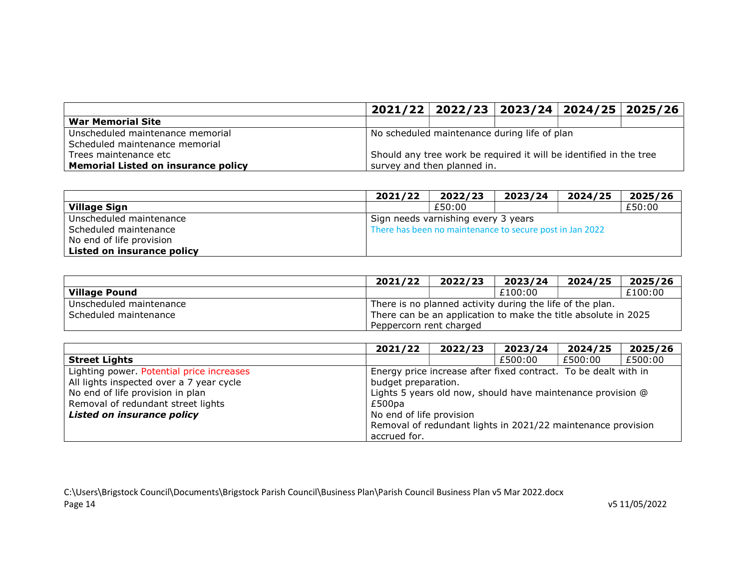| | 2021/22 | 2022/23 | 2023/24 | 2024/25 | 2025/26 |
|---|---|---|---|---|---|
| **War Memorial Site** | | | | | |
| Unscheduled maintenance memorial<br>Scheduled maintenance memorial<br>Trees maintenance etc<br>**Memorial Listed on insurance policy** | No scheduled maintenance during life of plan<br><br>Should any tree work be required it will be identified in the tree survey and then planned in. | | | | |

| | 2021/22 | 2022/23 | 2023/24 | 2024/25 | 2025/26 |
|---|---|---|---|---|---|
| **Village Sign** | | £50:00 | | | £50:00 |
| Unscheduled maintenance<br>Scheduled maintenance<br>No end of life provision<br>**Listed on insurance policy** | Sign needs varnishing every 3 years<br>There has been no maintenance to secure post in Jan 2022 | | | | |

| | 2021/22 | 2022/23 | 2023/24 | 2024/25 | 2025/26 |
|---|---|---|---|---|---|
| **Village Pound** | | | £100:00 | | £100:00 |
| Unscheduled maintenance<br>Scheduled maintenance | There is no planned activity during the life of the plan.<br>There can be an application to make the title absolute in 2025<br>Peppercorn rent charged | | | | |

| | 2021/22 | 2022/23 | 2023/24 | 2024/25 | 2025/26 |
|---|---|---|---|---|---|
| **Street Lights** | | | £500:00 | £500:00 | £500:00 |
| Lighting power. Potential price increases<br>All lights inspected over a 7 year cycle<br>No end of life provision in plan<br>Removal of redundant street lights<br>***Listed on insurance policy*** | Energy price increase after fixed contract. To be dealt with in budget preparation.<br>Lights 5 years old now, should have maintenance provision @ £500pa<br>No end of life provision<br>Removal of redundant lights in 2021/22 maintenance provision accrued for. | | | | |

C:\Users\Brigstock Council\Documents\Brigstock Parish Council\Business Plan\Parish Council Business Plan v5 Mar 2022.docx

v5 11/05/2022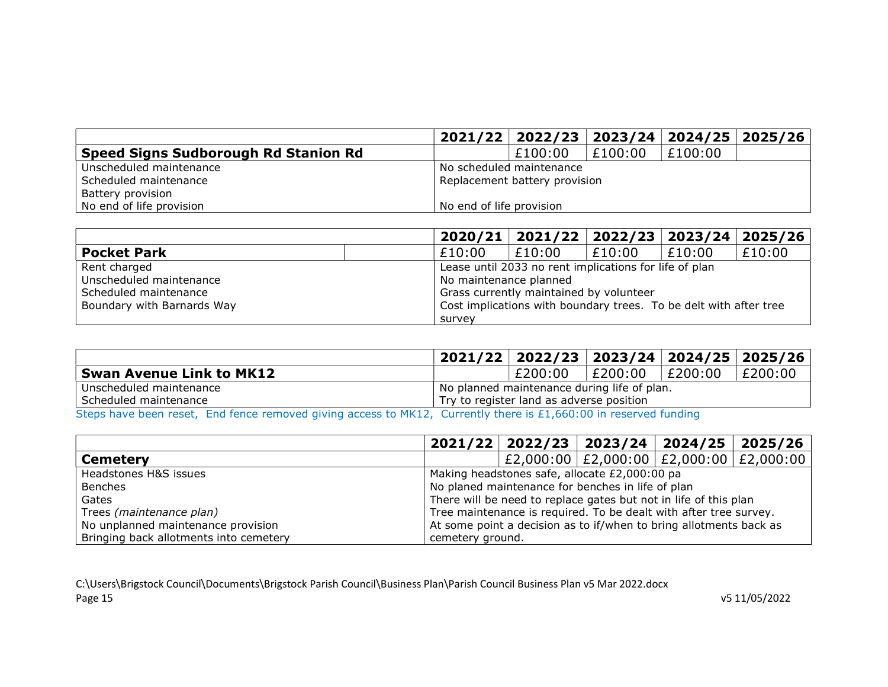| | 2021/22 | 2022/23 | 2023/24 | 2024/25 | 2025/26 |
|---|---|---|---|---|---|
| **Speed Signs Sudborough Rd Stanion Rd** | | £100:00 | £100:00 | £100:00 | |
| Unscheduled maintenance<br>Scheduled maintenance<br>Battery provision<br>No end of life provision | No scheduled maintenance<br>Replacement battery provision<br><br>No end of life provision | | | | |

| | | 2020/21 | 2021/22 | 2022/23 | 2023/24 | 2025/26 |
|---|---|---|---|---|---|---|
| **Pocket Park** | | £10:00 | £10:00 | £10:00 | £10:00 | £10:00 |
| Rent charged<br>Unscheduled maintenance<br>Scheduled maintenance<br>Boundary with Barnards Way | | Lease until 2033 no rent implications for life of plan<br>No maintenance planned<br>Grass currently maintained by volunteer<br>Cost implications with boundary trees. To be delt with after tree survey | | | | |

| | 2021/22 | 2022/23 | 2023/24 | 2024/25 | 2025/26 |
|---|---|---|---|---|---|
| **Swan Avenue Link to MK12** | | £200:00 | £200:00 | £200:00 | £200:00 |
| Unscheduled maintenance<br>Scheduled maintenance | No planned maintenance during life of plan.<br>Try to register land as adverse position | | | | |

Steps have been reset, End fence removed giving access to MK12, Currently there is £1,660:00 in reserved funding

| | 2021/22 | 2022/23 | 2023/24 | 2024/25 | 2025/26 |
|---|---|---|---|---|---|
| **Cemetery** | | £2,000:00 | £2,000:00 | £2,000:00 | £2,000:00 |
| Headstones H&S issues<br>Benches<br>Gates<br>Trees *(maintenance plan)*<br>No unplanned maintenance provision<br>Bringing back allotments into cemetery | Making headstones safe, allocate £2,000:00 pa<br>No planed maintenance for benches in life of plan<br>There will be need to replace gates but not in life of this plan<br>Tree maintenance is required. To be dealt with after tree survey.<br>At some point a decision as to if/when to bring allotments back as cemetery ground. | | | | |

C:\Users\Brigstock Council\Documents\Brigstock Parish Council\Business Plan\Parish Council Business Plan v5 Mar 2022.docx

v5 11/05/2022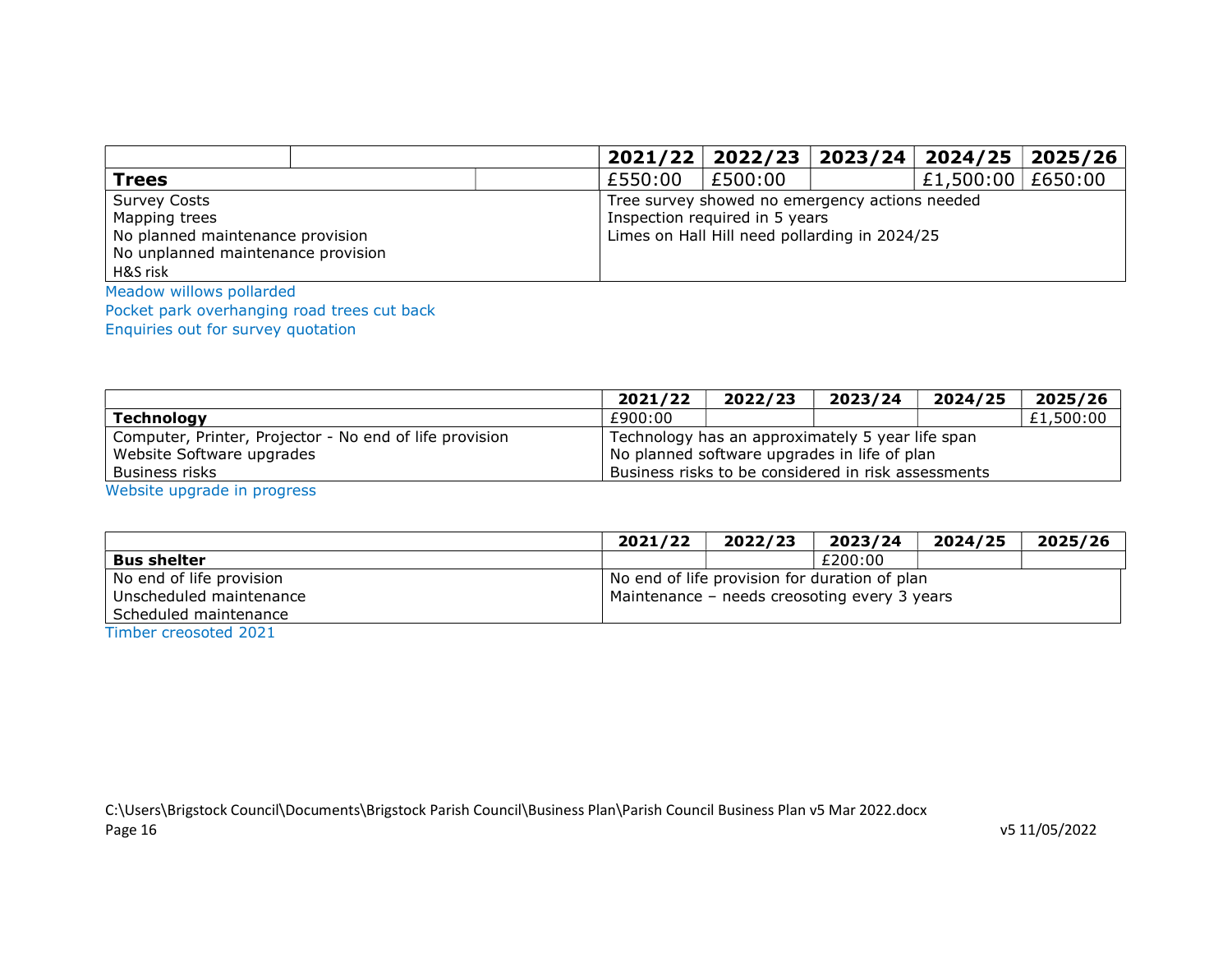| | 2021/22 | 2022/23 | 2023/24 | 2024/25 | 2025/26 |
|---|---|---|---|---|---|
| **Trees** | £550:00 | £500:00 | | £1,500:00 | £650:00 |
| Survey Costs<br>Mapping trees<br>No planned maintenance provision<br>No unplanned maintenance provision<br>H&S risk | Tree survey showed no emergency actions needed<br>Inspection required in 5 years<br>Limes on Hall Hill need pollarding in 2024/25 | | | | |

Meadow willows pollarded
Pocket park overhanging road trees cut back
Enquiries out for survey quotation

| | 2021/22 | 2022/23 | 2023/24 | 2024/25 | 2025/26 |
|---|---|---|---|---|---|
| **Technology** | £900:00 | | | | £1,500:00 |
| Computer, Printer, Projector - No end of life provision<br>Website Software upgrades<br>Business risks | Technology has an approximately 5 year life span<br>No planned software upgrades in life of plan<br>Business risks to be considered in risk assessments | | | | |

Website upgrade in progress

| | 2021/22 | 2022/23 | 2023/24 | 2024/25 | 2025/26 |
|---|---|---|---|---|---|
| **Bus shelter** | | | £200:00 | | |
| No end of life provision<br>Unscheduled maintenance<br>Scheduled maintenance | No end of life provision for duration of plan<br>Maintenance – needs creosoting every 3 years | | | | |

Timber creosoted 2021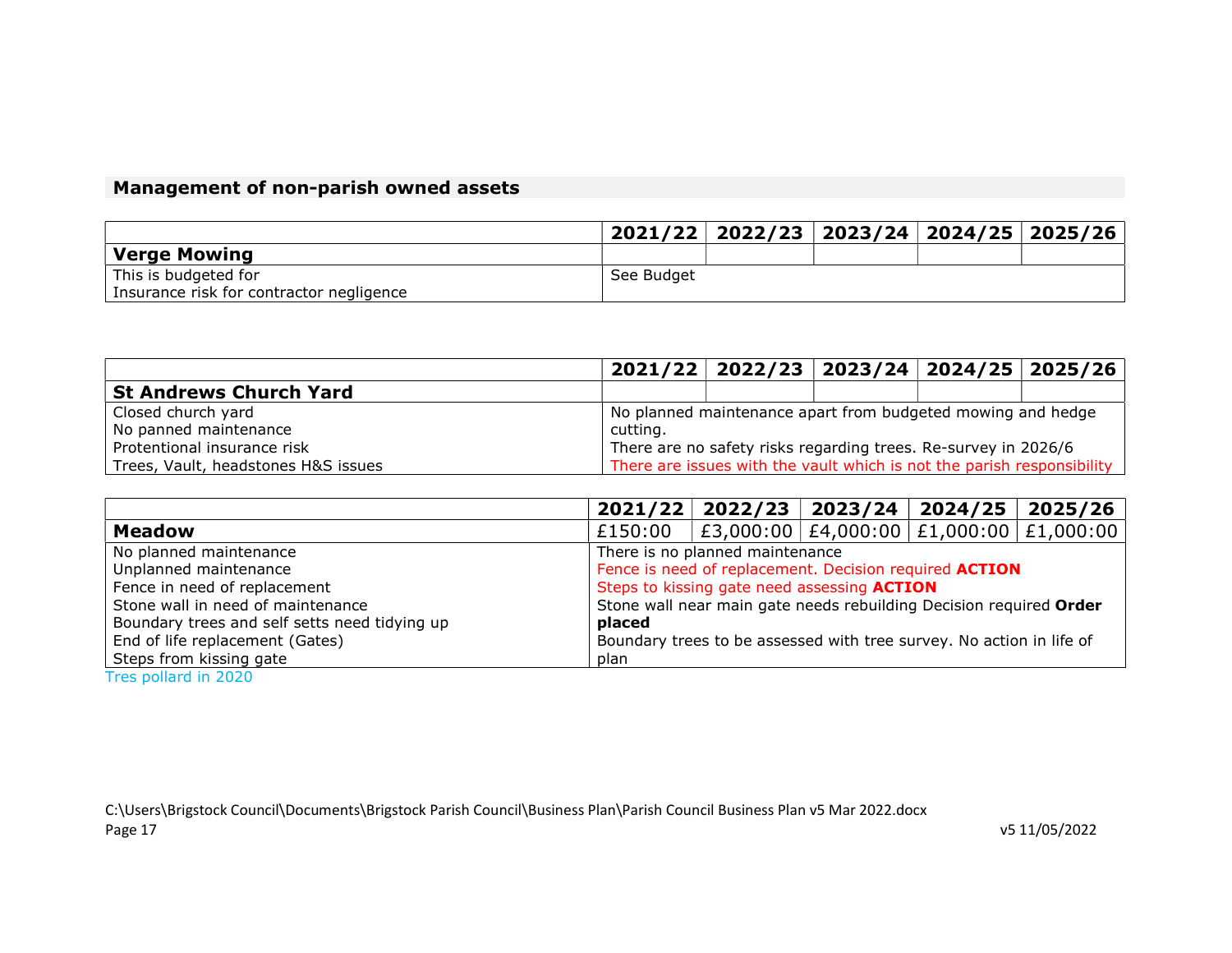## Management of non-parish owned assets

| | 2021/22 | 2022/23 | 2023/24 | 2024/25 | 2025/26 |
|---|---|---|---|---|---|
| **Verge Mowing** | | | | | |
| This is budgeted for<br>Insurance risk for contractor negligence | See Budget | | | | |

| | 2021/22 | 2022/23 | 2023/24 | 2024/25 | 2025/26 |
|---|---|---|---|---|---|
| **St Andrews Church Yard** | | | | | |
| Closed church yard<br>No panned maintenance<br>Protentional insurance risk<br>Trees, Vault, headstones H&S issues | No planned maintenance apart from budgeted mowing and hedge cutting.<br>There are no safety risks regarding trees. Re-survey in 2026/6<br>There are issues with the vault which is not the parish responsibility | | | | |

| | 2021/22 | 2022/23 | 2023/24 | 2024/25 | 2025/26 |
|---|---|---|---|---|---|
| **Meadow** | £150:00 | £3,000:00 | £4,000:00 | £1,000:00 | £1,000:00 |
| No planned maintenance<br>Unplanned maintenance<br>Fence in need of replacement<br>Stone wall in need of maintenance<br>Boundary trees and self setts need tidying up<br>End of life replacement (Gates)<br>Steps from kissing gate | There is no planned maintenance<br>Fence is need of replacement. Decision required **ACTION**<br>Steps to kissing gate need assessing **ACTION**<br>Stone wall near main gate needs rebuilding Decision required **Order placed**<br>Boundary trees to be assessed with tree survey. No action in life of plan | | | | |

Tres pollard in 2020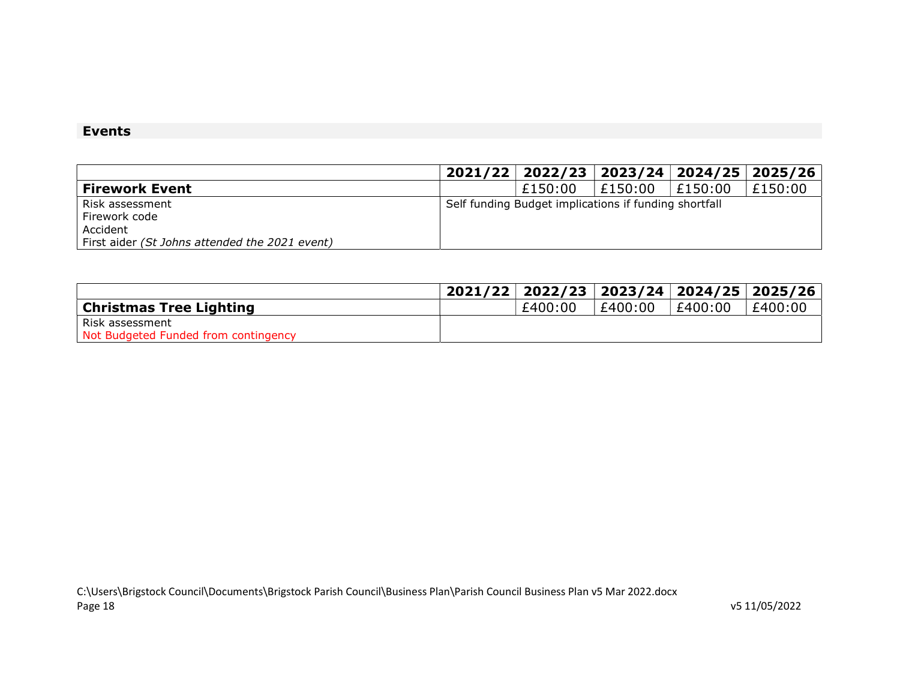## Events

| | 2021/22 | 2022/23 | 2023/24 | 2024/25 | 2025/26 |
|---|---|---|---|---|---|
| **Firework Event** | | £150:00 | £150:00 | £150:00 | £150:00 |
| Risk assessment<br>Firework code<br>Accident<br>First aider *(St Johns attended the 2021 event)* | Self funding Budget implications if funding shortfall | | | | |

| | 2021/22 | 2022/23 | 2023/24 | 2024/25 | 2025/26 |
|---|---|---|---|---|---|
| **Christmas Tree Lighting** | | £400:00 | £400:00 | £400:00 | £400:00 |
| Risk assessment<br>Not Budgeted Funded from contingency | | | | | |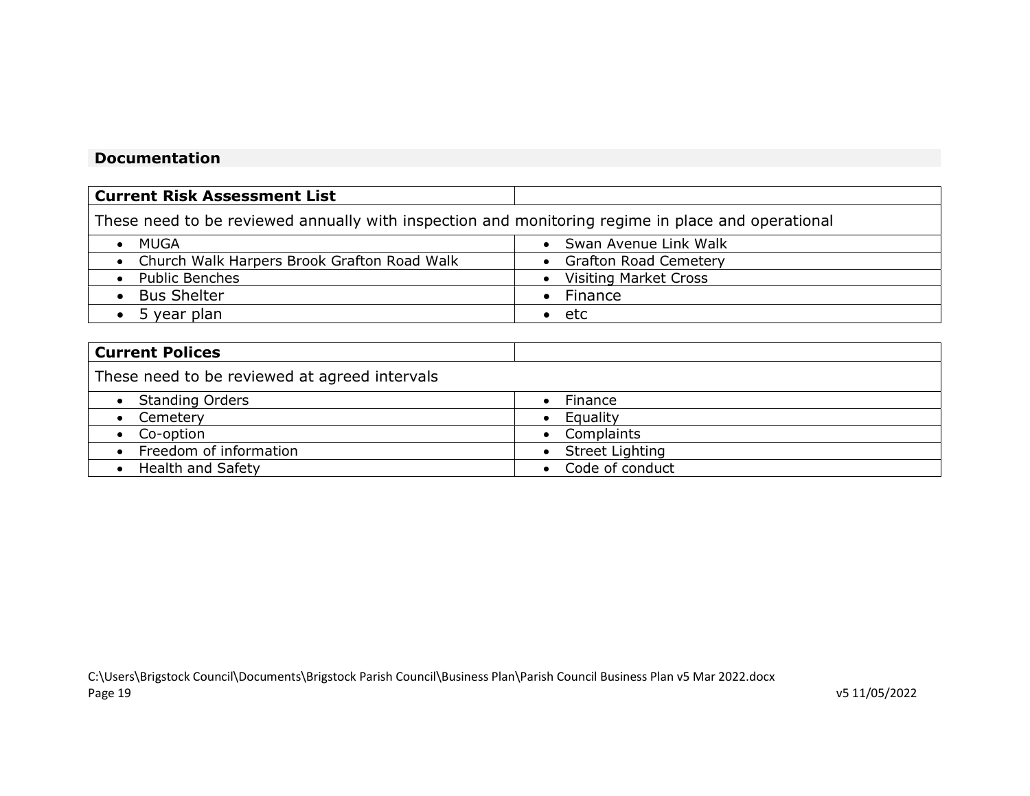## Documentation

| Current Risk Assessment List | |
|---|---|
| These need to be reviewed annually with inspection and monitoring regime in place and operational | |
| • MUGA | • Swan Avenue Link Walk |
| • Church Walk Harpers Brook Grafton Road Walk | • Grafton Road Cemetery |
| • Public Benches | • Visiting Market Cross |
| • Bus Shelter | • Finance |
| • 5 year plan | • etc |

| Current Polices | |
|---|---|
| These need to be reviewed at agreed intervals | |
| • Standing Orders | • Finance |
| • Cemetery | • Equality |
| • Co-option | • Complaints |
| • Freedom of information | • Street Lighting |
| • Health and Safety | • Code of conduct |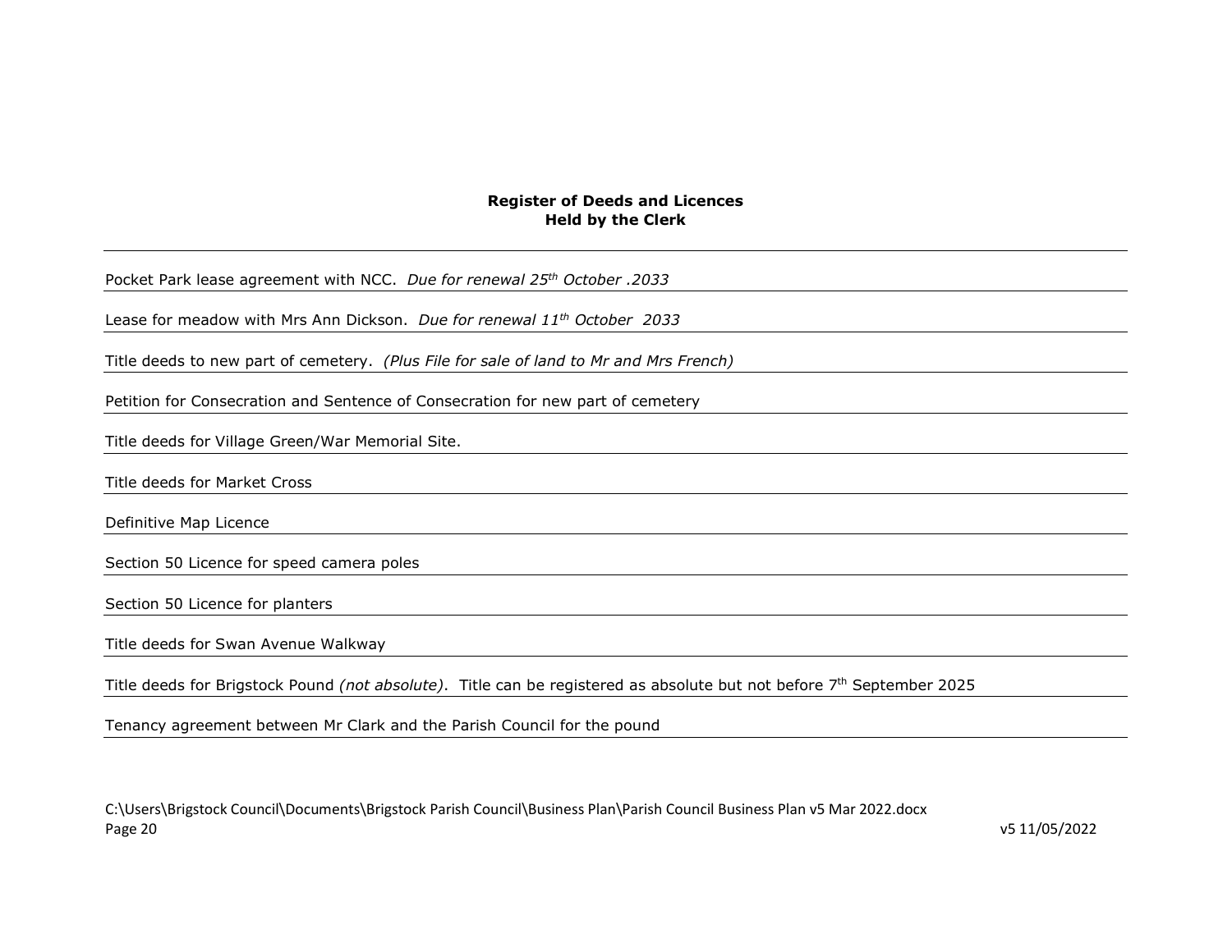**Register of Deeds and Licences**
**Held by the Clerk**

| |
|---|
| Pocket Park lease agreement with NCC. *Due for renewal 25th October .2033* |
| Lease for meadow with Mrs Ann Dickson. *Due for renewal 11th October 2033* |
| Title deeds to new part of cemetery. *(Plus File for sale of land to Mr and Mrs French)* |
| Petition for Consecration and Sentence of Consecration for new part of cemetery |
| Title deeds for Village Green/War Memorial Site. |
| Title deeds for Market Cross |
| Definitive Map Licence |
| Section 50 Licence for speed camera poles |
| Section 50 Licence for planters |
| Title deeds for Swan Avenue Walkway |
| Title deeds for Brigstock Pound *(not absolute)*. Title can be registered as absolute but not before 7th September 2025 |
| Tenancy agreement between Mr Clark and the Parish Council for the pound |